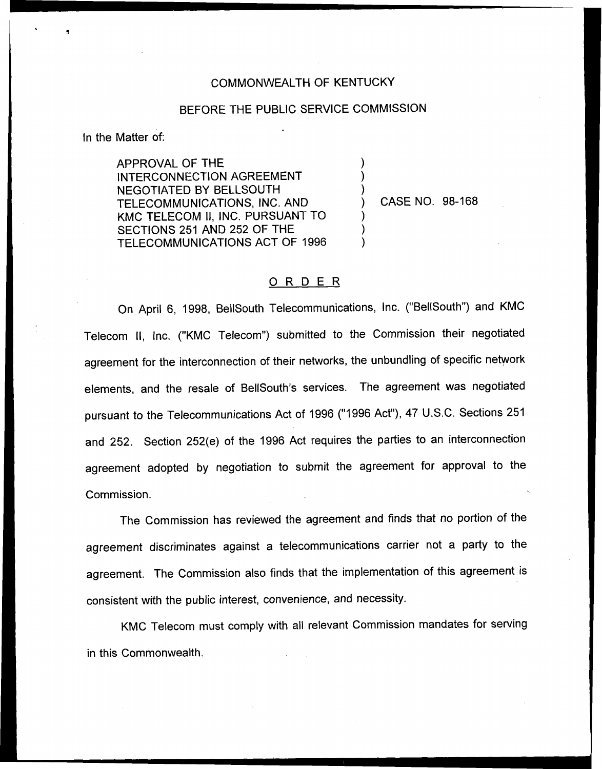COMMONWEALTH OF KENTUCKY

BEFORE THE PUBLIC SERVICE COMMISSION

In the Matter of:

APPROVAL OF THE INTERCONNECTION AGREEMENT NEGOTIATED BY BELLSOUTH TELECOMMUNICATIONS, INC. AND KMC TELECOM II, INC. PURSUANT TO SECTIONS 251 AND 252 OF THE TELECOMMUNICATIONS ACT OF 1996 ) CASE NO. 98-168

# ORDER

On April 6, 1998, BellSouth Telecommunications, Inc. ("BellSouth") and KMC Telecom II, Inc. ("KMC Telecom") submitted to the Commission their negotiated agreement for the interconnection of their networks, the unbundling of specific network elements, and the resale of BellSouth's services. The agreement was negotiated pursuant to the Telecommunications Act of 1996 ("1996 Act"), 47 U.S.C. Sections 251 and 252. Section 252(e) of the 1996 Act requires the parties to an interconnection agreement adopted by negotiation to submit the agreement for approval to the Commission.

The Commission has reviewed the agreement and finds that no portion of the agreement discriminates against a telecommunications carrier not a party to the agreement. The Commission also finds that the implementation of this agreement is consistent with the public interest, convenience, and necessity.

KMC Telecom must comply with all relevant Commission mandates for serving in this Commonwealth.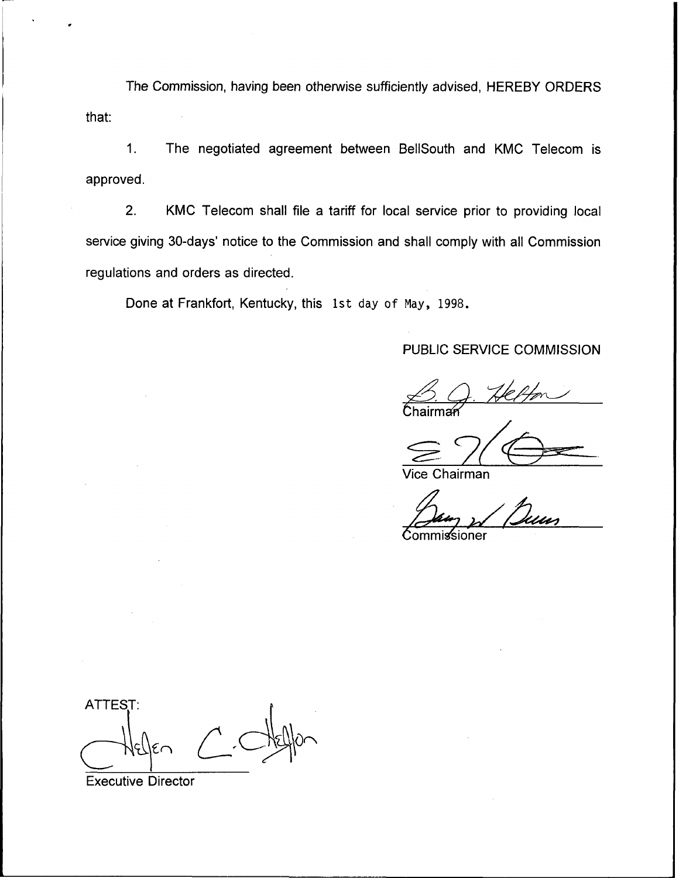The Commission, having been otherwise sufficiently advised, HEREBY ORDERS that:

1. The negotiated agreement between BellSouth and KMC Telecom is approved.

2. KMC Telecom shall file a tariff for local service prior to providing local service giving 30-days' notice to the Commission and shall comply with all Commission regulations and orders as directed.

Done at Frankfort, Kentucky, this 1st day of May, 1998.

PUBLIC SERVICE COMMISSION

Chairman

Vice Chairman

Commissioner

ATTEST:

Executive Director